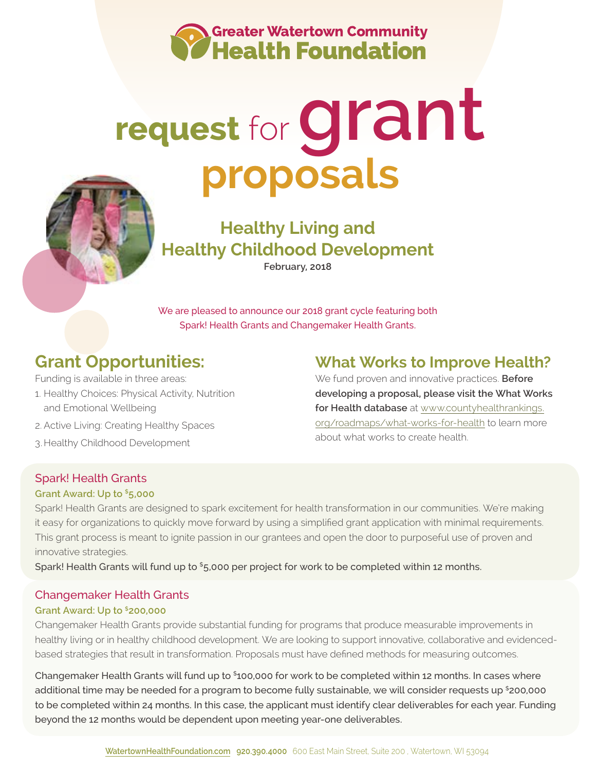Greater Watertown Community
Health Foundation

# request for grant proposals

## Healthy Living and Healthy Childhood Development

**February, 2018**

We are pleased to announce our 2018 grant cycle featuring both Spark! Health Grants and Changemaker Health Grants.

## Grant Opportunities:

Funding is available in three areas:

1. Healthy Choices: Physical Activity, Nutrition and Emotional Wellbeing
2. Active Living: Creating Healthy Spaces
3. Healthy Childhood Development

## What Works to Improve Health?

We fund proven and innovative practices. **Before developing a proposal, please visit the What Works for Health database** at www.countyhealthrankings.org/roadmaps/what-works-for-health to learn more about what works to create health.

### Spark! Health Grants

**Grant Award: Up to $5,000**

Spark! Health Grants are designed to spark excitement for health transformation in our communities. We're making it easy for organizations to quickly move forward by using a simplified grant application with minimal requirements. This grant process is meant to ignite passion in our grantees and open the door to purposeful use of proven and innovative strategies.

Spark! Health Grants will fund up to $5,000 per project for work to be completed within 12 months.

### Changemaker Health Grants

**Grant Award: Up to $200,000**

Changemaker Health Grants provide substantial funding for programs that produce measurable improvements in healthy living or in healthy childhood development. We are looking to support innovative, collaborative and evidenced-based strategies that result in transformation. Proposals must have defined methods for measuring outcomes.

Changemaker Health Grants will fund up to $100,000 for work to be completed within 12 months. In cases where additional time may be needed for a program to become fully sustainable, we will consider requests up $200,000 to be completed within 24 months. In this case, the applicant must identify clear deliverables for each year. Funding beyond the 12 months would be dependent upon meeting year-one deliverables.

WatertownHealthFoundation.com 920.390.4000 600 East Main Street, Suite 200 , Watertown, WI 53094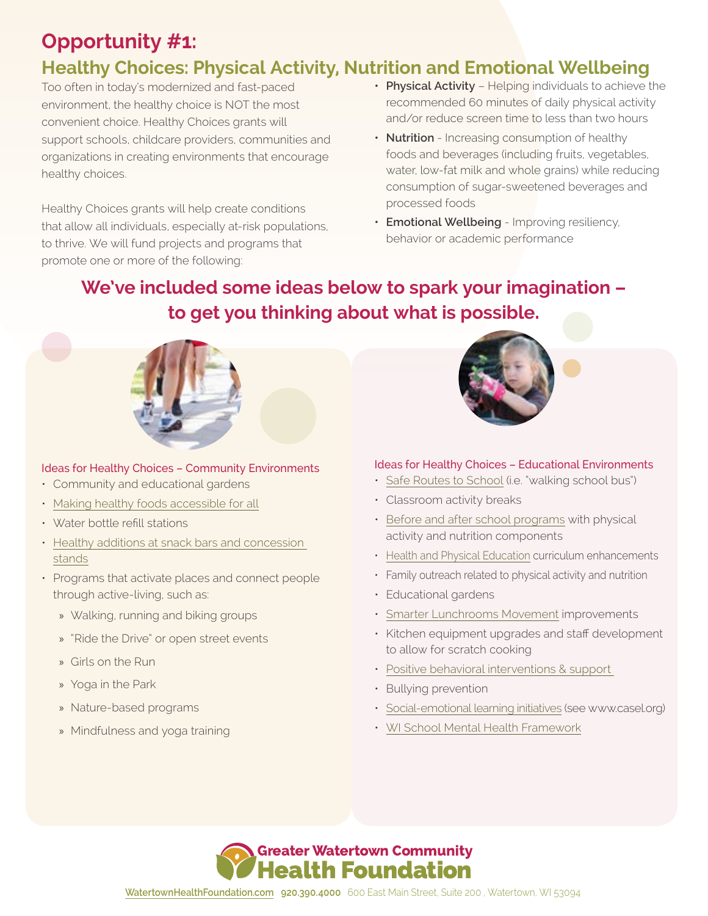# Opportunity #1:

## Healthy Choices: Physical Activity, Nutrition and Emotional Wellbeing

Too often in today's modernized and fast-paced environment, the healthy choice is NOT the most convenient choice. Healthy Choices grants will support schools, childcare providers, communities and organizations in creating environments that encourage healthy choices.

Healthy Choices grants will help create conditions that allow all individuals, especially at-risk populations, to thrive. We will fund projects and programs that promote one or more of the following:

- **Physical Activity** – Helping individuals to achieve the recommended 60 minutes of daily physical activity and/or reduce screen time to less than two hours
- **Nutrition** - Increasing consumption of healthy foods and beverages (including fruits, vegetables, water, low-fat milk and whole grains) while reducing consumption of sugar-sweetened beverages and processed foods
- **Emotional Wellbeing** - Improving resiliency, behavior or academic performance

## We've included some ideas below to spark your imagination – to get you thinking about what is possible.

### Ideas for Healthy Choices – Community Environments

- Community and educational gardens
- Making healthy foods accessible for all
- Water bottle refill stations
- Healthy additions at snack bars and concession stands
- Programs that activate places and connect people through active-living, such as:
  - Walking, running and biking groups
  - "Ride the Drive" or open street events
  - Girls on the Run
  - Yoga in the Park
  - Nature-based programs
  - Mindfulness and yoga training

### Ideas for Healthy Choices – Educational Environments

- Safe Routes to School (i.e. "walking school bus")
- Classroom activity breaks
- Before and after school programs with physical activity and nutrition components
- Health and Physical Education curriculum enhancements
- Family outreach related to physical activity and nutrition
- Educational gardens
- Smarter Lunchrooms Movement improvements
- Kitchen equipment upgrades and staff development to allow for scratch cooking
- Positive behavioral interventions & support
- Bullying prevention
- Social-emotional learning initiatives (see www.casel.org)
- WI School Mental Health Framework

Greater Watertown Community Health Foundation

WatertownHealthFoundation.com 920.390.4000 600 East Main Street, Suite 200 , Watertown, WI 53094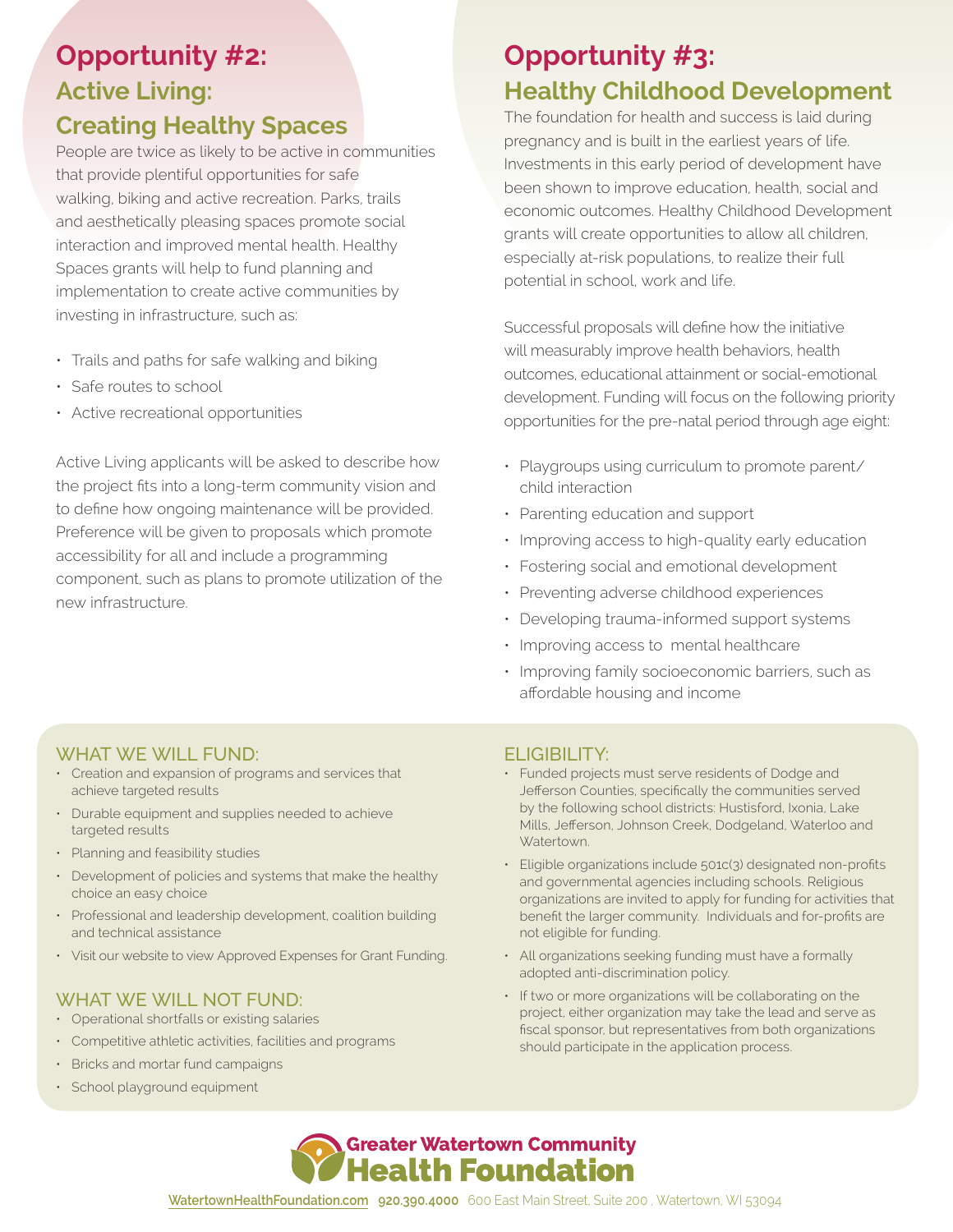## Opportunity #2:

### Active Living: Creating Healthy Spaces

People are twice as likely to be active in communities that provide plentiful opportunities for safe walking, biking and active recreation. Parks, trails and aesthetically pleasing spaces promote social interaction and improved mental health. Healthy Spaces grants will help to fund planning and implementation to create active communities by investing in infrastructure, such as:

- Trails and paths for safe walking and biking
- Safe routes to school
- Active recreational opportunities

Active Living applicants will be asked to describe how the project fits into a long-term community vision and to define how ongoing maintenance will be provided. Preference will be given to proposals which promote accessibility for all and include a programming component, such as plans to promote utilization of the new infrastructure.

## Opportunity #3:

### Healthy Childhood Development

The foundation for health and success is laid during pregnancy and is built in the earliest years of life. Investments in this early period of development have been shown to improve education, health, social and economic outcomes. Healthy Childhood Development grants will create opportunities to allow all children, especially at-risk populations, to realize their full potential in school, work and life.

Successful proposals will define how the initiative will measurably improve health behaviors, health outcomes, educational attainment or social-emotional development. Funding will focus on the following priority opportunities for the pre-natal period through age eight:

- Playgroups using curriculum to promote parent/ child interaction
- Parenting education and support
- Improving access to high-quality early education
- Fostering social and emotional development
- Preventing adverse childhood experiences
- Developing trauma-informed support systems
- Improving access to mental healthcare
- Improving family socioeconomic barriers, such as affordable housing and income

### WHAT WE WILL FUND:

- Creation and expansion of programs and services that achieve targeted results
- Durable equipment and supplies needed to achieve targeted results
- Planning and feasibility studies
- Development of policies and systems that make the healthy choice an easy choice
- Professional and leadership development, coalition building and technical assistance
- Visit our website to view Approved Expenses for Grant Funding.

### WHAT WE WILL NOT FUND:

- Operational shortfalls or existing salaries
- Competitive athletic activities, facilities and programs
- Bricks and mortar fund campaigns
- School playground equipment

### ELIGIBILITY:

- Funded projects must serve residents of Dodge and Jefferson Counties, specifically the communities served by the following school districts: Hustisford, Ixonia, Lake Mills, Jefferson, Johnson Creek, Dodgeland, Waterloo and Watertown.
- Eligible organizations include 501c(3) designated non-profits and governmental agencies including schools. Religious organizations are invited to apply for funding for activities that benefit the larger community. Individuals and for-profits are not eligible for funding.
- All organizations seeking funding must have a formally adopted anti-discrimination policy.
- If two or more organizations will be collaborating on the project, either organization may take the lead and serve as fiscal sponsor, but representatives from both organizations should participate in the application process.

**Greater Watertown Community Health Foundation**

WatertownHealthFoundation.com **920.390.4000** 600 East Main Street, Suite 200 , Watertown, WI 53094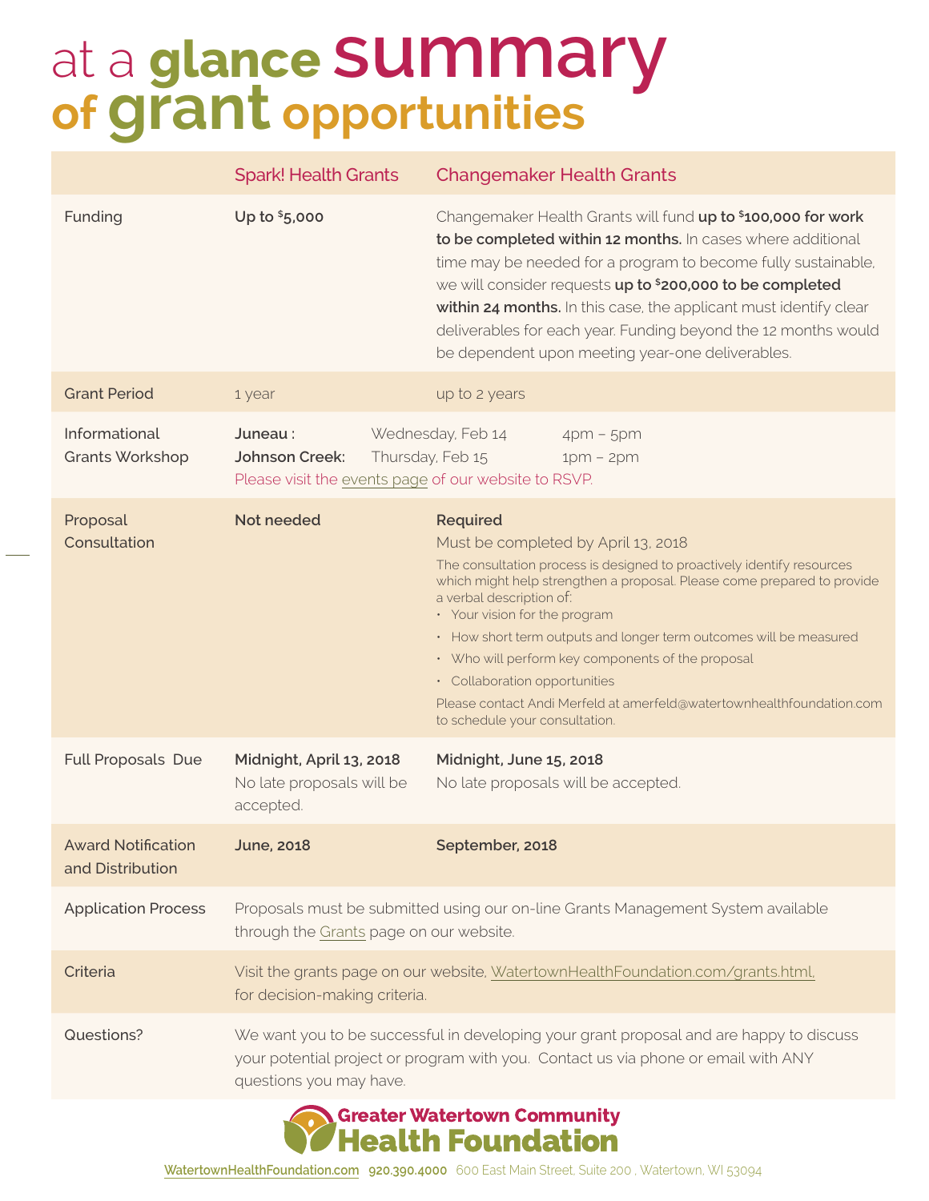# at a glance summary of grant opportunities

| | Spark! Health Grants | Changemaker Health Grants |
|---|---|---|
| Funding | **Up to $5,000** | Changemaker Health Grants will fund **up to $100,000 for work to be completed within 12 months.** In cases where additional time may be needed for a program to become fully sustainable, we will consider requests **up to $200,000 to be completed within 24 months.** In this case, the applicant must identify clear deliverables for each year. Funding beyond the 12 months would be dependent upon meeting year-one deliverables. |
| Grant Period | 1 year | up to 2 years |
| Informational Grants Workshop | **Juneau :** Wednesday, Feb 14 4pm – 5pm<br>**Johnson Creek:** Thursday, Feb 15 1pm – 2pm<br>Please visit the events page of our website to RSVP. | |
| Proposal Consultation | **Not needed** | **Required**<br>Must be completed by April 13, 2018<br>The consultation process is designed to proactively identify resources which might help strengthen a proposal. Please come prepared to provide a verbal description of:<br>• Your vision for the program<br>• How short term outputs and longer term outcomes will be measured<br>• Who will perform key components of the proposal<br>• Collaboration opportunities<br>Please contact Andi Merfeld at amerfeld@watertownhealthfoundation.com to schedule your consultation. |
| Full Proposals Due | **Midnight, April 13, 2018**<br>No late proposals will be accepted. | **Midnight, June 15, 2018**<br>No late proposals will be accepted. |
| Award Notification and Distribution | **June, 2018** | **September, 2018** |
| Application Process | Proposals must be submitted using our on-line Grants Management System available through the Grants page on our website. | |
| Criteria | Visit the grants page on our website, WatertownHealthFoundation.com/grants.html, for decision-making criteria. | |
| Questions? | We want you to be successful in developing your grant proposal and are happy to discuss your potential project or program with you. Contact us via phone or email with ANY questions you may have. | |

**Greater Watertown Community Health Foundation**

WatertownHealthFoundation.com **920.390.4000** 600 East Main Street, Suite 200 , Watertown, WI 53094